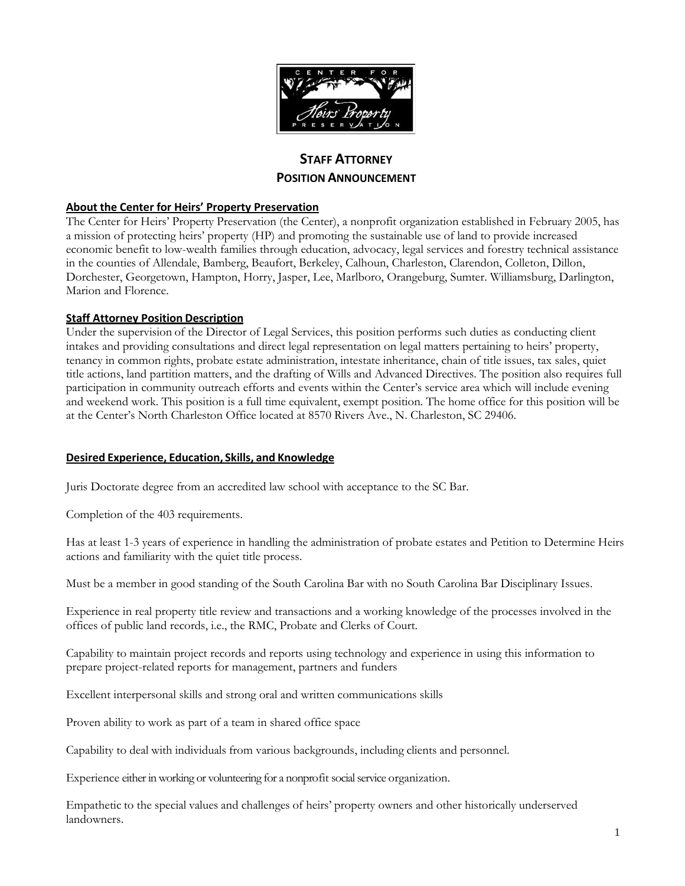CENTER FOR Heirs' Property PRESERVATION

# STAFF ATTORNEY
# POSITION ANNOUNCEMENT

## About the Center for Heirs' Property Preservation

The Center for Heirs' Property Preservation (the Center), a nonprofit organization established in February 2005, has a mission of protecting heirs' property (HP) and promoting the sustainable use of land to provide increased economic benefit to low-wealth families through education, advocacy, legal services and forestry technical assistance in the counties of Allendale, Bamberg, Beaufort, Berkeley, Calhoun, Charleston, Clarendon, Colleton, Dillon, Dorchester, Georgetown, Hampton, Horry, Jasper, Lee, Marlboro, Orangeburg, Sumter. Williamsburg, Darlington, Marion and Florence.

## Staff Attorney Position Description

Under the supervision of the Director of Legal Services, this position performs such duties as conducting client intakes and providing consultations and direct legal representation on legal matters pertaining to heirs' property, tenancy in common rights, probate estate administration, intestate inheritance, chain of title issues, tax sales, quiet title actions, land partition matters, and the drafting of Wills and Advanced Directives. The position also requires full participation in community outreach efforts and events within the Center's service area which will include evening and weekend work. This position is a full time equivalent, exempt position. The home office for this position will be at the Center's North Charleston Office located at 8570 Rivers Ave., N. Charleston, SC 29406.

## Desired Experience, Education, Skills, and Knowledge

Juris Doctorate degree from an accredited law school with acceptance to the SC Bar.

Completion of the 403 requirements.

Has at least 1-3 years of experience in handling the administration of probate estates and Petition to Determine Heirs actions and familiarity with the quiet title process.

Must be a member in good standing of the South Carolina Bar with no South Carolina Bar Disciplinary Issues.

Experience in real property title review and transactions and a working knowledge of the processes involved in the offices of public land records, i.e., the RMC, Probate and Clerks of Court.

Capability to maintain project records and reports using technology and experience in using this information to prepare project-related reports for management, partners and funders

Excellent interpersonal skills and strong oral and written communications skills

Proven ability to work as part of a team in shared office space

Capability to deal with individuals from various backgrounds, including clients and personnel.

Experience either in working or volunteering for a nonprofit social service organization.

Empathetic to the special values and challenges of heirs' property owners and other historically underserved landowners.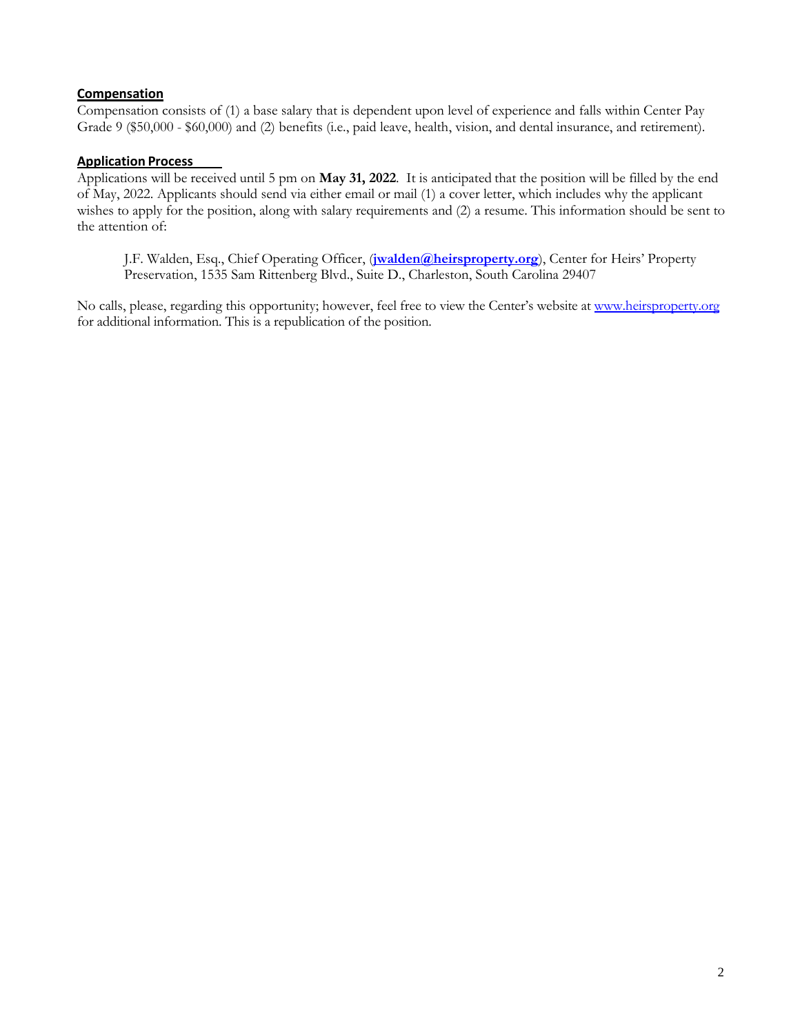## Compensation

Compensation consists of (1) a base salary that is dependent upon level of experience and falls within Center Pay Grade 9 ($50,000 - $60,000) and (2) benefits (i.e., paid leave, health, vision, and dental insurance, and retirement).

## Application Process

Applications will be received until 5 pm on **May 31, 2022**. It is anticipated that the position will be filled by the end of May, 2022. Applicants should send via either email or mail (1) a cover letter, which includes why the applicant wishes to apply for the position, along with salary requirements and (2) a resume. This information should be sent to the attention of:

> J.F. Walden, Esq., Chief Operating Officer, (**jwalden@heirsproperty.org**), Center for Heirs' Property Preservation, 1535 Sam Rittenberg Blvd., Suite D., Charleston, South Carolina 29407

No calls, please, regarding this opportunity; however, feel free to view the Center's website at www.heirsproperty.org for additional information. This is a republication of the position.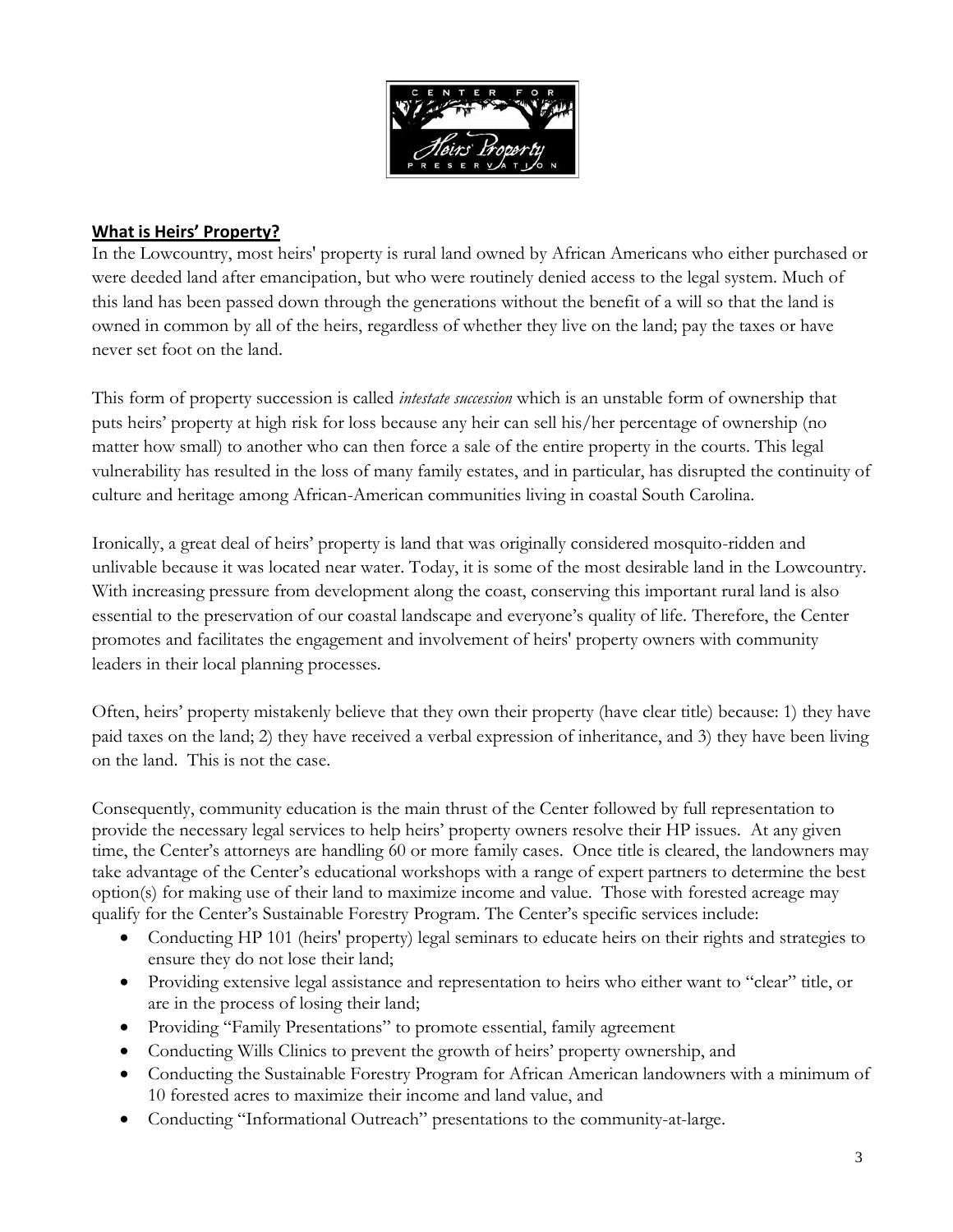## What is Heirs' Property?

In the Lowcountry, most heirs' property is rural land owned by African Americans who either purchased or were deeded land after emancipation, but who were routinely denied access to the legal system. Much of this land has been passed down through the generations without the benefit of a will so that the land is owned in common by all of the heirs, regardless of whether they live on the land; pay the taxes or have never set foot on the land.

This form of property succession is called *intestate succession* which is an unstable form of ownership that puts heirs' property at high risk for loss because any heir can sell his/her percentage of ownership (no matter how small) to another who can then force a sale of the entire property in the courts. This legal vulnerability has resulted in the loss of many family estates, and in particular, has disrupted the continuity of culture and heritage among African-American communities living in coastal South Carolina.

Ironically, a great deal of heirs' property is land that was originally considered mosquito-ridden and unlivable because it was located near water. Today, it is some of the most desirable land in the Lowcountry. With increasing pressure from development along the coast, conserving this important rural land is also essential to the preservation of our coastal landscape and everyone's quality of life. Therefore, the Center promotes and facilitates the engagement and involvement of heirs' property owners with community leaders in their local planning processes.

Often, heirs' property mistakenly believe that they own their property (have clear title) because: 1) they have paid taxes on the land; 2) they have received a verbal expression of inheritance, and 3) they have been living on the land. This is not the case.

Consequently, community education is the main thrust of the Center followed by full representation to provide the necessary legal services to help heirs' property owners resolve their HP issues. At any given time, the Center's attorneys are handling 60 or more family cases. Once title is cleared, the landowners may take advantage of the Center's educational workshops with a range of expert partners to determine the best option(s) for making use of their land to maximize income and value. Those with forested acreage may qualify for the Center's Sustainable Forestry Program. The Center's specific services include:

- Conducting HP 101 (heirs' property) legal seminars to educate heirs on their rights and strategies to ensure they do not lose their land;
- Providing extensive legal assistance and representation to heirs who either want to "clear" title, or are in the process of losing their land;
- Providing "Family Presentations" to promote essential, family agreement
- Conducting Wills Clinics to prevent the growth of heirs' property ownership, and
- Conducting the Sustainable Forestry Program for African American landowners with a minimum of 10 forested acres to maximize their income and land value, and
- Conducting "Informational Outreach" presentations to the community-at-large.